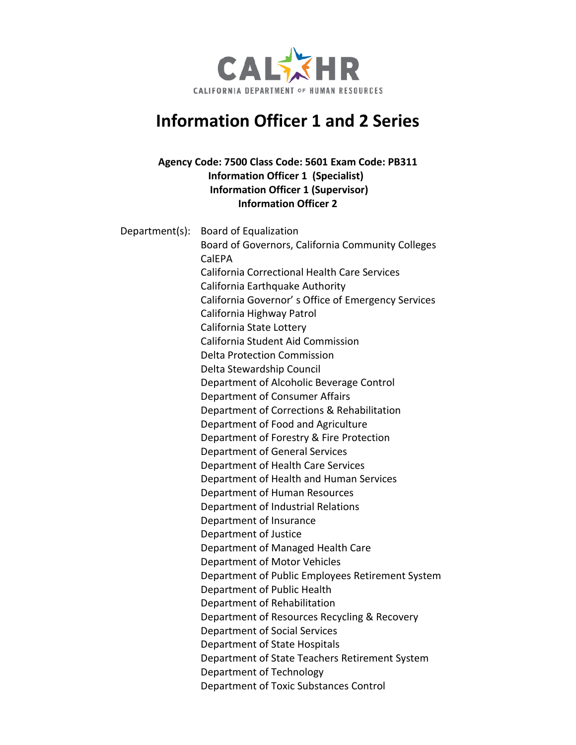CALHR
CALIFORNIA DEPARTMENT OF HUMAN RESOURCES

# Information Officer 1 and 2 Series

**Agency Code: 7500 Class Code: 5601 Exam Code: PB311**
**Information Officer 1 (Specialist)**
**Information Officer 1 (Supervisor)**
**Information Officer 2**

Department(s):
- Board of Equalization
- Board of Governors, California Community Colleges
- CalEPA
- California Correctional Health Care Services
- California Earthquake Authority
- California Governor' s Office of Emergency Services
- California Highway Patrol
- California State Lottery
- California Student Aid Commission
- Delta Protection Commission
- Delta Stewardship Council
- Department of Alcoholic Beverage Control
- Department of Consumer Affairs
- Department of Corrections & Rehabilitation
- Department of Food and Agriculture
- Department of Forestry & Fire Protection
- Department of General Services
- Department of Health Care Services
- Department of Health and Human Services
- Department of Human Resources
- Department of Industrial Relations
- Department of Insurance
- Department of Justice
- Department of Managed Health Care
- Department of Motor Vehicles
- Department of Public Employees Retirement System
- Department of Public Health
- Department of Rehabilitation
- Department of Resources Recycling & Recovery
- Department of Social Services
- Department of State Hospitals
- Department of State Teachers Retirement System
- Department of Technology
- Department of Toxic Substances Control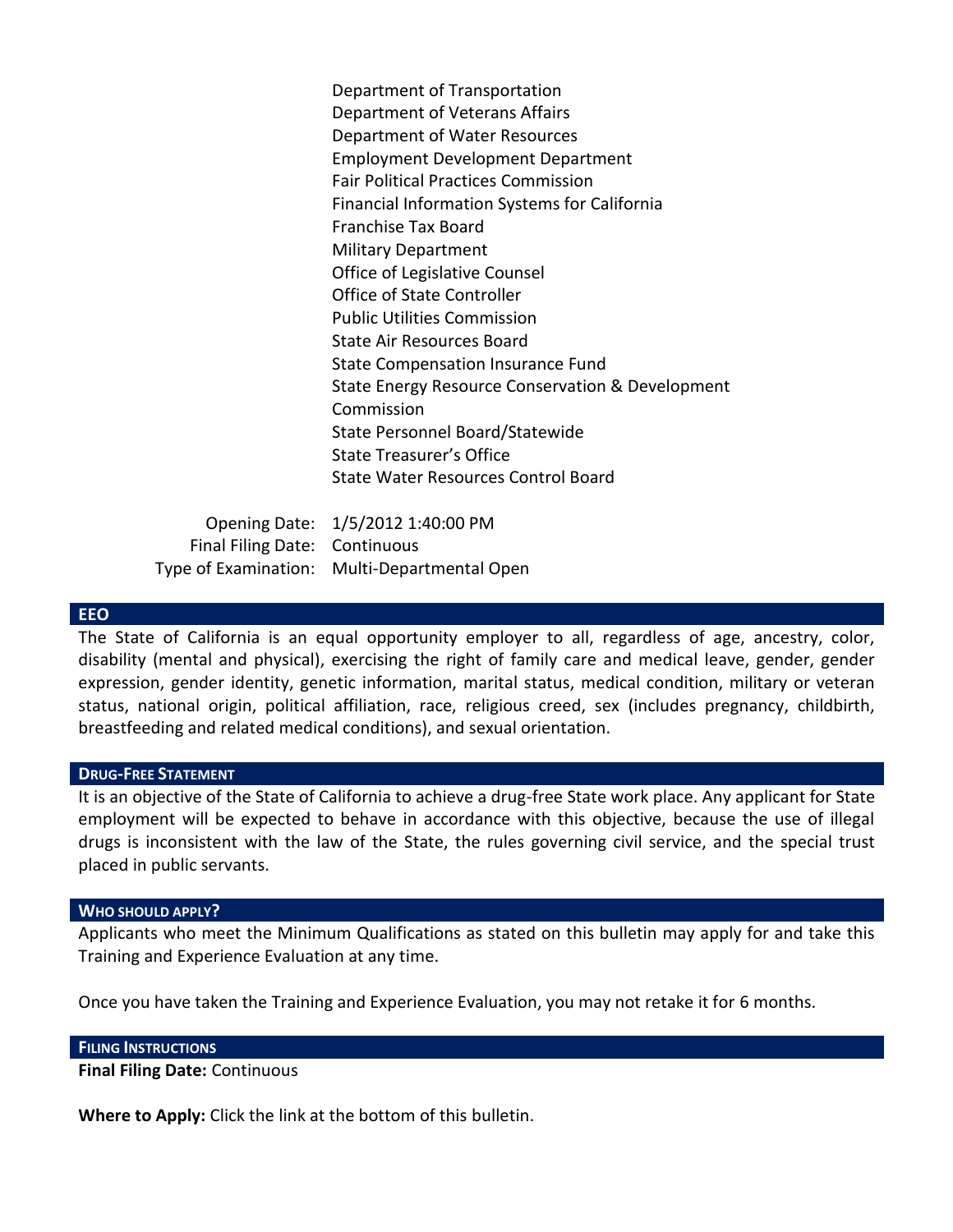Department of Transportation
Department of Veterans Affairs
Department of Water Resources
Employment Development Department
Fair Political Practices Commission
Financial Information Systems for California
Franchise Tax Board
Military Department
Office of Legislative Counsel
Office of State Controller
Public Utilities Commission
State Air Resources Board
State Compensation Insurance Fund
State Energy Resource Conservation & Development Commission
State Personnel Board/Statewide
State Treasurer's Office
State Water Resources Control Board

Opening Date: 1/5/2012 1:40:00 PM
Final Filing Date: Continuous
Type of Examination: Multi-Departmental Open

## EEO

The State of California is an equal opportunity employer to all, regardless of age, ancestry, color, disability (mental and physical), exercising the right of family care and medical leave, gender, gender expression, gender identity, genetic information, marital status, medical condition, military or veteran status, national origin, political affiliation, race, religious creed, sex (includes pregnancy, childbirth, breastfeeding and related medical conditions), and sexual orientation.

## Drug-Free Statement

It is an objective of the State of California to achieve a drug-free State work place. Any applicant for State employment will be expected to behave in accordance with this objective, because the use of illegal drugs is inconsistent with the law of the State, the rules governing civil service, and the special trust placed in public servants.

## Who should apply?

Applicants who meet the Minimum Qualifications as stated on this bulletin may apply for and take this Training and Experience Evaluation at any time.

Once you have taken the Training and Experience Evaluation, you may not retake it for 6 months.

## Filing Instructions

**Final Filing Date:** Continuous

**Where to Apply:** Click the link at the bottom of this bulletin.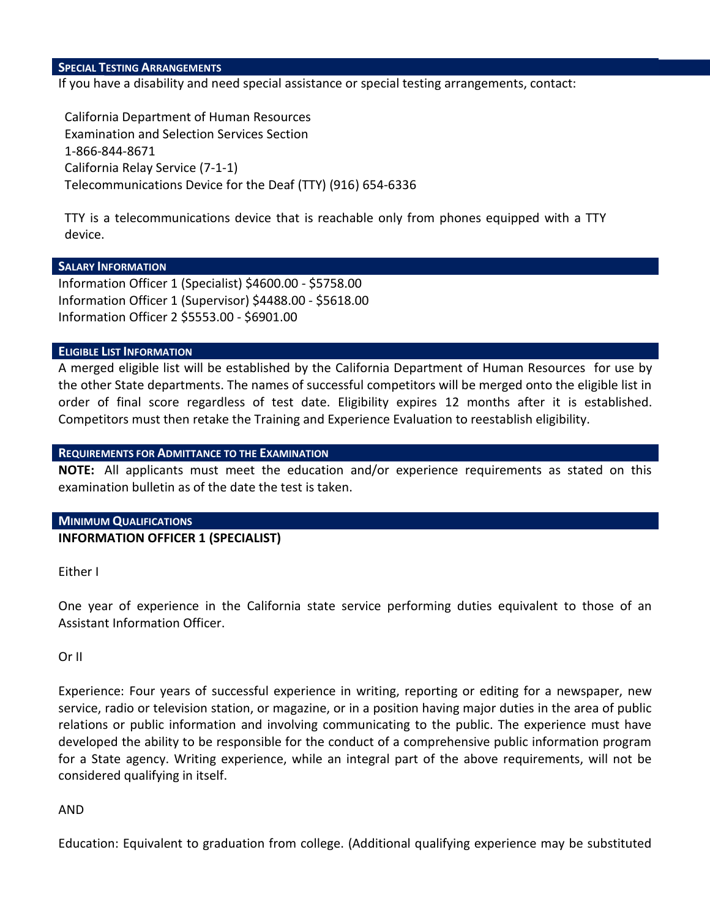## Special Testing Arrangements

If you have a disability and need special assistance or special testing arrangements, contact:

California Department of Human Resources
Examination and Selection Services Section
1-866-844-8671
California Relay Service (7-1-1)
Telecommunications Device for the Deaf (TTY) (916) 654-6336

TTY is a telecommunications device that is reachable only from phones equipped with a TTY device.

## Salary Information

Information Officer 1 (Specialist) $4600.00 - $5758.00
Information Officer 1 (Supervisor) $4488.00 - $5618.00
Information Officer 2 $5553.00 - $6901.00

## Eligible List Information

A merged eligible list will be established by the California Department of Human Resources for use by the other State departments. The names of successful competitors will be merged onto the eligible list in order of final score regardless of test date. Eligibility expires 12 months after it is established. Competitors must then retake the Training and Experience Evaluation to reestablish eligibility.

## Requirements for Admittance to the Examination

**NOTE:** All applicants must meet the education and/or experience requirements as stated on this examination bulletin as of the date the test is taken.

## Minimum Qualifications

**INFORMATION OFFICER 1 (SPECIALIST)**

Either I

One year of experience in the California state service performing duties equivalent to those of an Assistant Information Officer.

Or II

Experience: Four years of successful experience in writing, reporting or editing for a newspaper, new service, radio or television station, or magazine, or in a position having major duties in the area of public relations or public information and involving communicating to the public. The experience must have developed the ability to be responsible for the conduct of a comprehensive public information program for a State agency. Writing experience, while an integral part of the above requirements, will not be considered qualifying in itself.

AND

Education: Equivalent to graduation from college. (Additional qualifying experience may be substituted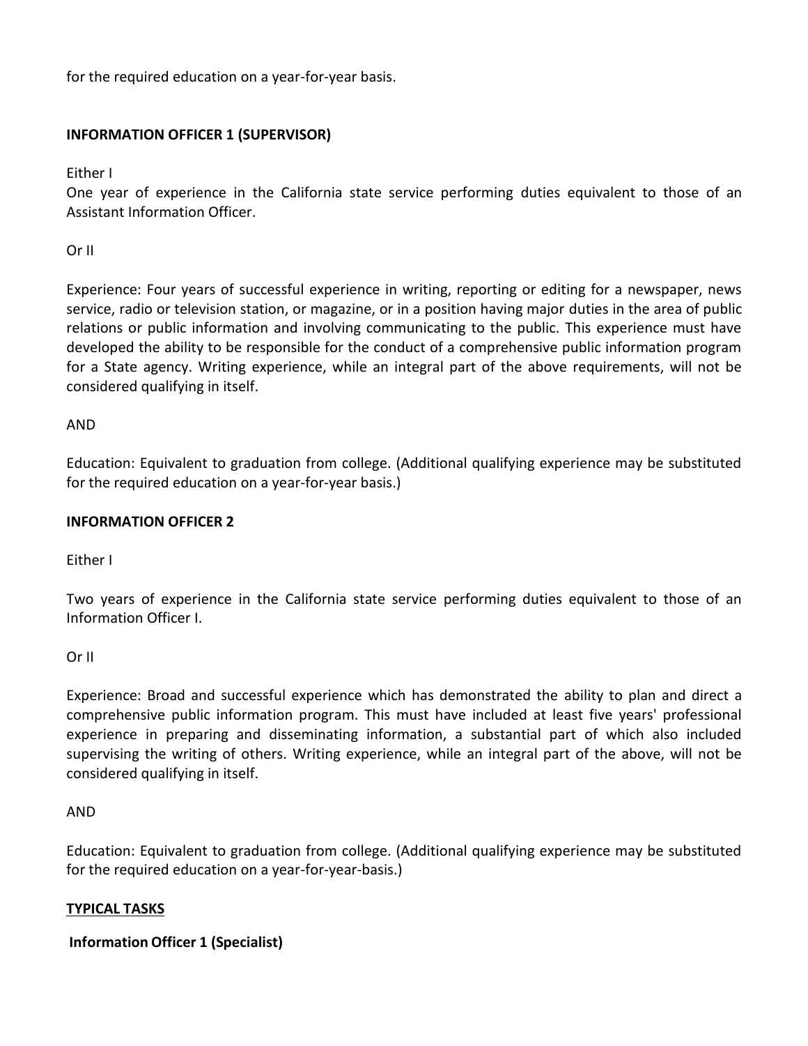for the required education on a year-for-year basis.

**INFORMATION OFFICER 1 (SUPERVISOR)**

Either I
One year of experience in the California state service performing duties equivalent to those of an Assistant Information Officer.

Or II

Experience: Four years of successful experience in writing, reporting or editing for a newspaper, news service, radio or television station, or magazine, or in a position having major duties in the area of public relations or public information and involving communicating to the public. This experience must have developed the ability to be responsible for the conduct of a comprehensive public information program for a State agency. Writing experience, while an integral part of the above requirements, will not be considered qualifying in itself.

AND

Education: Equivalent to graduation from college. (Additional qualifying experience may be substituted for the required education on a year-for-year basis.)

**INFORMATION OFFICER 2**

Either I

Two years of experience in the California state service performing duties equivalent to those of an Information Officer I.

Or II

Experience: Broad and successful experience which has demonstrated the ability to plan and direct a comprehensive public information program. This must have included at least five years' professional experience in preparing and disseminating information, a substantial part of which also included supervising the writing of others. Writing experience, while an integral part of the above, will not be considered qualifying in itself.

AND

Education: Equivalent to graduation from college. (Additional qualifying experience may be substituted for the required education on a year-for-year-basis.)

**TYPICAL TASKS**

**Information Officer 1 (Specialist)**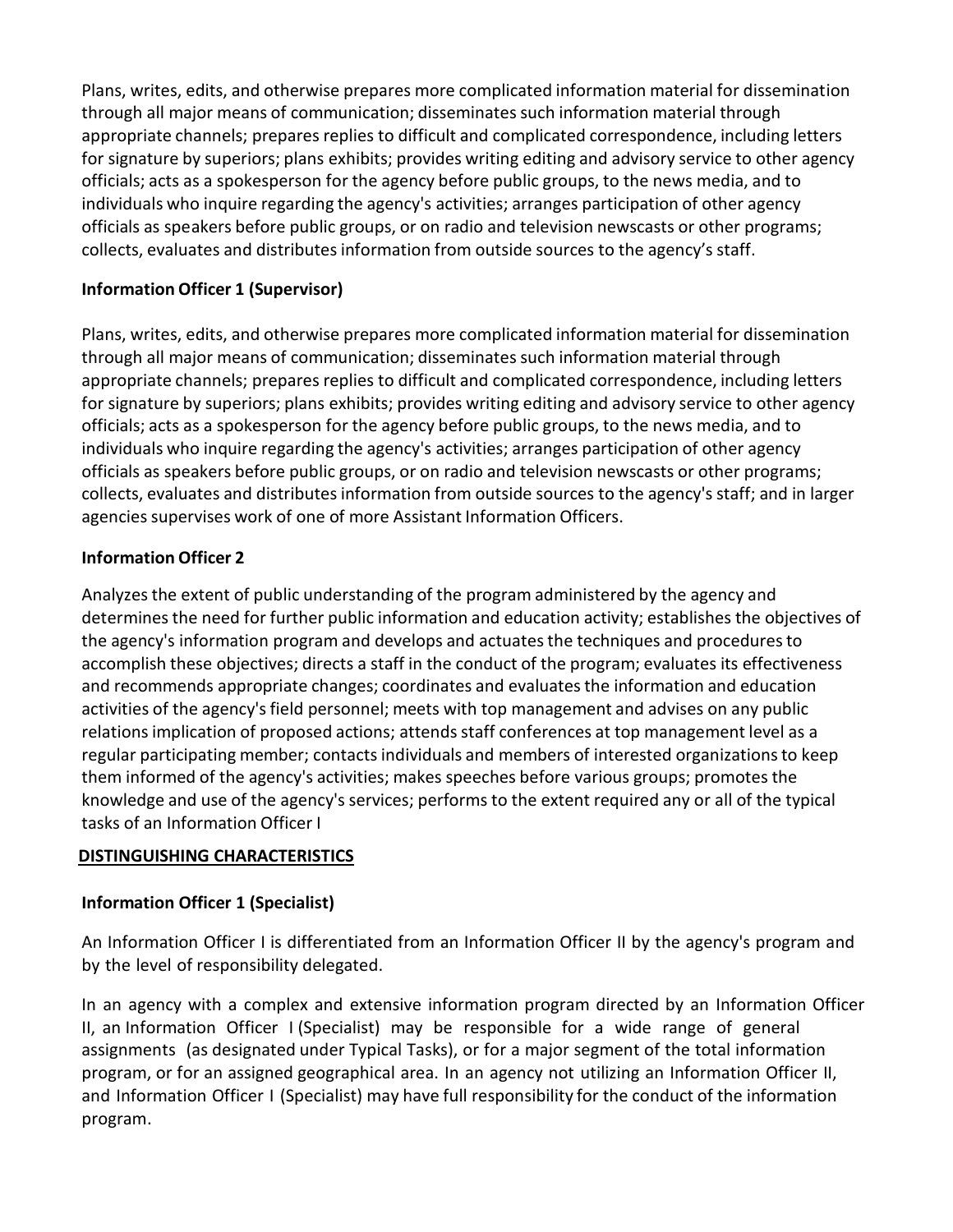Plans, writes, edits, and otherwise prepares more complicated information material for dissemination through all major means of communication; disseminates such information material through appropriate channels; prepares replies to difficult and complicated correspondence, including letters for signature by superiors; plans exhibits; provides writing editing and advisory service to other agency officials; acts as a spokesperson for the agency before public groups, to the news media, and to individuals who inquire regarding the agency's activities; arranges participation of other agency officials as speakers before public groups, or on radio and television newscasts or other programs; collects, evaluates and distributes information from outside sources to the agency's staff.

**Information Officer 1 (Supervisor)**

Plans, writes, edits, and otherwise prepares more complicated information material for dissemination through all major means of communication; disseminates such information material through appropriate channels; prepares replies to difficult and complicated correspondence, including letters for signature by superiors; plans exhibits; provides writing editing and advisory service to other agency officials; acts as a spokesperson for the agency before public groups, to the news media, and to individuals who inquire regarding the agency's activities; arranges participation of other agency officials as speakers before public groups, or on radio and television newscasts or other programs; collects, evaluates and distributes information from outside sources to the agency's staff; and in larger agencies supervises work of one of more Assistant Information Officers.

**Information Officer 2**

Analyzes the extent of public understanding of the program administered by the agency and determines the need for further public information and education activity; establishes the objectives of the agency's information program and develops and actuates the techniques and procedures to accomplish these objectives; directs a staff in the conduct of the program; evaluates its effectiveness and recommends appropriate changes; coordinates and evaluates the information and education activities of the agency's field personnel; meets with top management and advises on any public relations implication of proposed actions; attends staff conferences at top management level as a regular participating member; contacts individuals and members of interested organizations to keep them informed of the agency's activities; makes speeches before various groups; promotes the knowledge and use of the agency's services; performs to the extent required any or all of the typical tasks of an Information Officer I

## DISTINGUISHING CHARACTERISTICS

**Information Officer 1 (Specialist)**

An Information Officer I is differentiated from an Information Officer II by the agency's program and by the level of responsibility delegated.

In an agency with a complex and extensive information program directed by an Information Officer II, an Information Officer I (Specialist) may be responsible for a wide range of general assignments (as designated under Typical Tasks), or for a major segment of the total information program, or for an assigned geographical area. In an agency not utilizing an Information Officer II, and Information Officer I (Specialist) may have full responsibility for the conduct of the information program.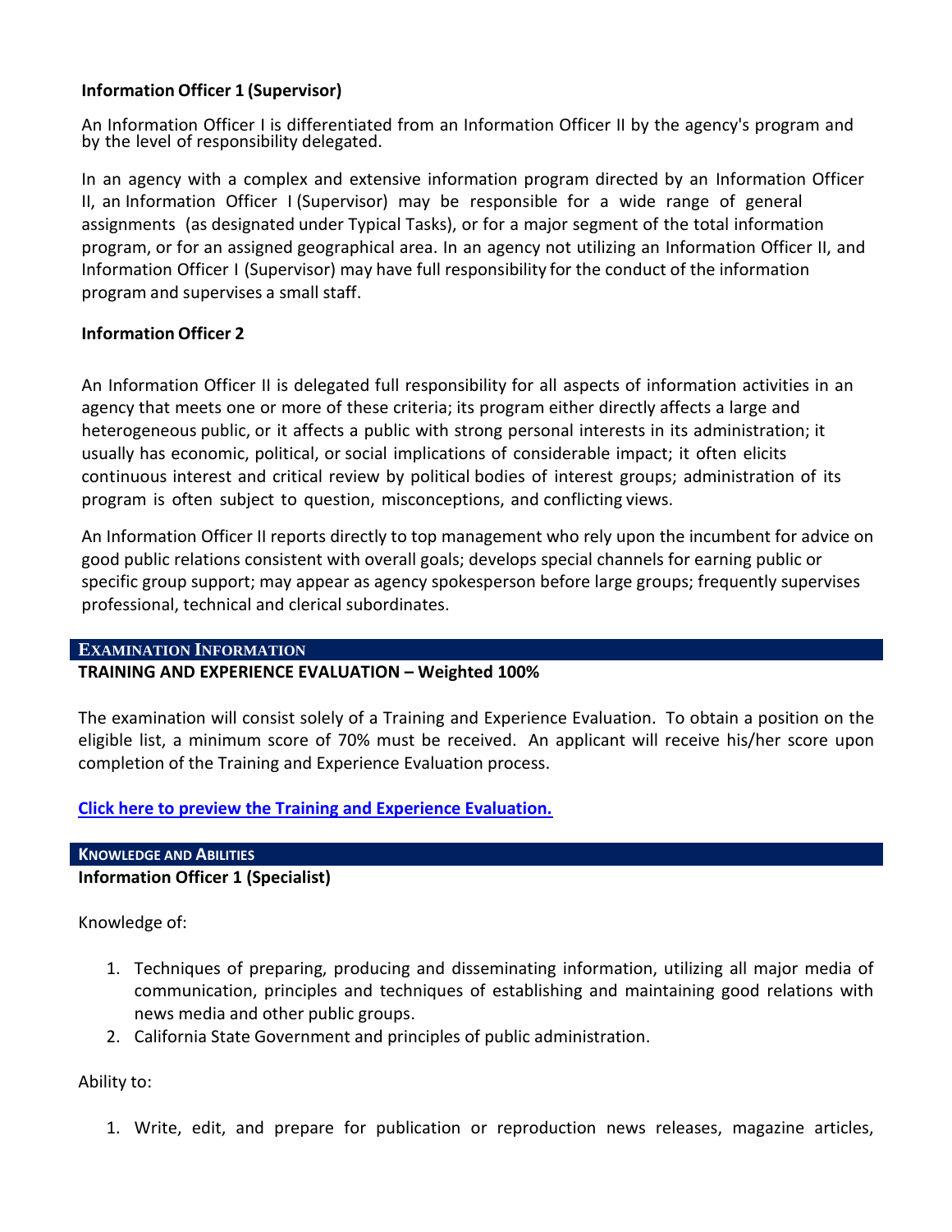**Information Officer 1 (Supervisor)**

An Information Officer I is differentiated from an Information Officer II by the agency's program and by the level of responsibility delegated.

In an agency with a complex and extensive information program directed by an Information Officer II, an Information Officer I (Supervisor) may be responsible for a wide range of general assignments (as designated under Typical Tasks), or for a major segment of the total information program, or for an assigned geographical area. In an agency not utilizing an Information Officer II, and Information Officer I (Supervisor) may have full responsibility for the conduct of the information program and supervises a small staff.

**Information Officer 2**

An Information Officer II is delegated full responsibility for all aspects of information activities in an agency that meets one or more of these criteria; its program either directly affects a large and heterogeneous public, or it affects a public with strong personal interests in its administration; it usually has economic, political, or social implications of considerable impact; it often elicits continuous interest and critical review by political bodies of interest groups; administration of its program is often subject to question, misconceptions, and conflicting views.

An Information Officer II reports directly to top management who rely upon the incumbent for advice on good public relations consistent with overall goals; develops special channels for earning public or specific group support; may appear as agency spokesperson before large groups; frequently supervises professional, technical and clerical subordinates.

## EXAMINATION INFORMATION

**TRAINING AND EXPERIENCE EVALUATION – Weighted 100%**

The examination will consist solely of a Training and Experience Evaluation. To obtain a position on the eligible list, a minimum score of 70% must be received. An applicant will receive his/her score upon completion of the Training and Experience Evaluation process.

**Click here to preview the Training and Experience Evaluation.**

## KNOWLEDGE AND ABILITIES

**Information Officer 1 (Specialist)**

Knowledge of:

1. Techniques of preparing, producing and disseminating information, utilizing all major media of communication, principles and techniques of establishing and maintaining good relations with news media and other public groups.
2. California State Government and principles of public administration.

Ability to:

1. Write, edit, and prepare for publication or reproduction news releases, magazine articles,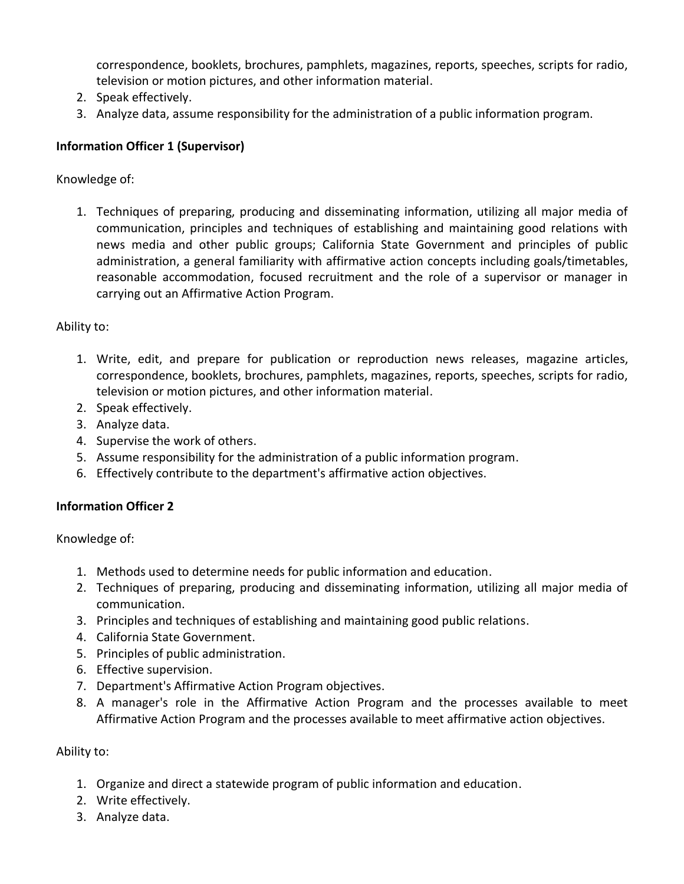correspondence, booklets, brochures, pamphlets, magazines, reports, speeches, scripts for radio, television or motion pictures, and other information material.
2. Speak effectively.
3. Analyze data, assume responsibility for the administration of a public information program.

**Information Officer 1 (Supervisor)**

Knowledge of:

1. Techniques of preparing, producing and disseminating information, utilizing all major media of communication, principles and techniques of establishing and maintaining good relations with news media and other public groups; California State Government and principles of public administration, a general familiarity with affirmative action concepts including goals/timetables, reasonable accommodation, focused recruitment and the role of a supervisor or manager in carrying out an Affirmative Action Program.

Ability to:

1. Write, edit, and prepare for publication or reproduction news releases, magazine articles, correspondence, booklets, brochures, pamphlets, magazines, reports, speeches, scripts for radio, television or motion pictures, and other information material.
2. Speak effectively.
3. Analyze data.
4. Supervise the work of others.
5. Assume responsibility for the administration of a public information program.
6. Effectively contribute to the department's affirmative action objectives.

**Information Officer 2**

Knowledge of:

1. Methods used to determine needs for public information and education.
2. Techniques of preparing, producing and disseminating information, utilizing all major media of communication.
3. Principles and techniques of establishing and maintaining good public relations.
4. California State Government.
5. Principles of public administration.
6. Effective supervision.
7. Department's Affirmative Action Program objectives.
8. A manager's role in the Affirmative Action Program and the processes available to meet Affirmative Action Program and the processes available to meet affirmative action objectives.

Ability to:

1. Organize and direct a statewide program of public information and education.
2. Write effectively.
3. Analyze data.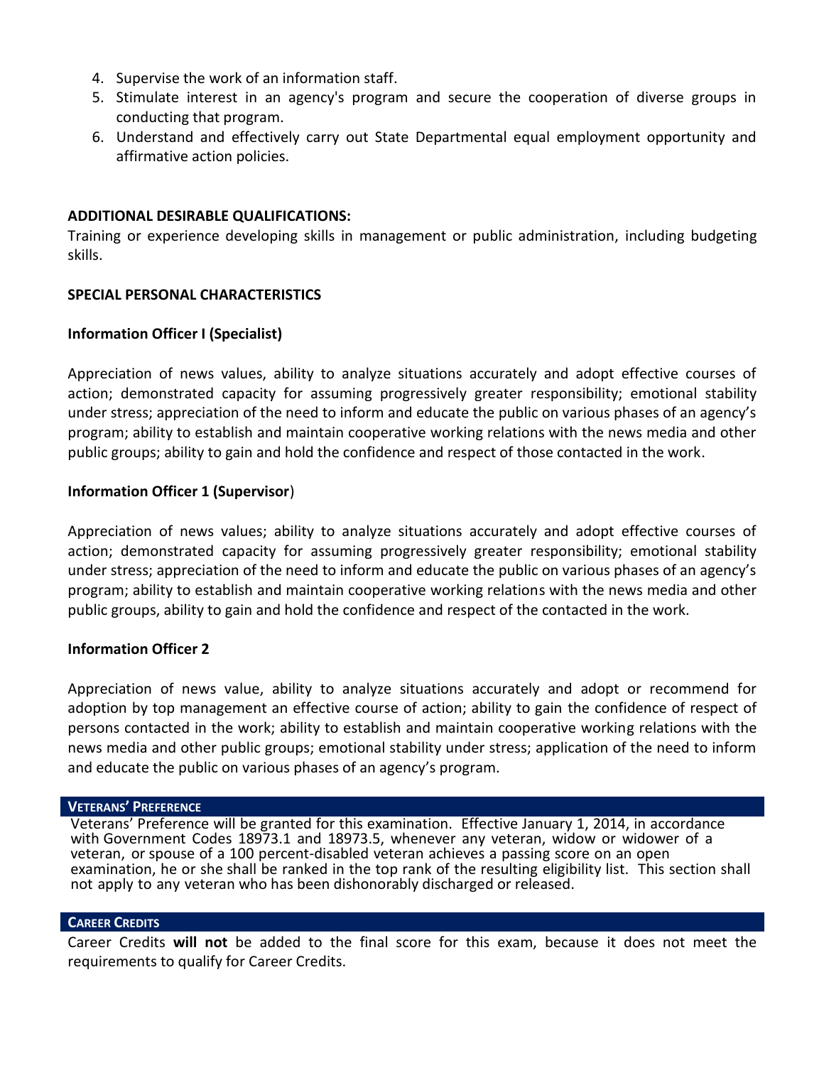4. Supervise the work of an information staff.
5. Stimulate interest in an agency's program and secure the cooperation of diverse groups in conducting that program.
6. Understand and effectively carry out State Departmental equal employment opportunity and affirmative action policies.

**ADDITIONAL DESIRABLE QUALIFICATIONS:**

Training or experience developing skills in management or public administration, including budgeting skills.

**SPECIAL PERSONAL CHARACTERISTICS**

**Information Officer I (Specialist)**

Appreciation of news values, ability to analyze situations accurately and adopt effective courses of action; demonstrated capacity for assuming progressively greater responsibility; emotional stability under stress; appreciation of the need to inform and educate the public on various phases of an agency's program; ability to establish and maintain cooperative working relations with the news media and other public groups; ability to gain and hold the confidence and respect of those contacted in the work.

**Information Officer 1 (Supervisor)**

Appreciation of news values; ability to analyze situations accurately and adopt effective courses of action; demonstrated capacity for assuming progressively greater responsibility; emotional stability under stress; appreciation of the need to inform and educate the public on various phases of an agency's program; ability to establish and maintain cooperative working relations with the news media and other public groups, ability to gain and hold the confidence and respect of the contacted in the work.

**Information Officer 2**

Appreciation of news value, ability to analyze situations accurately and adopt or recommend for adoption by top management an effective course of action; ability to gain the confidence of respect of persons contacted in the work; ability to establish and maintain cooperative working relations with the news media and other public groups; emotional stability under stress; application of the need to inform and educate the public on various phases of an agency's program.

## VETERANS' PREFERENCE

Veterans' Preference will be granted for this examination. Effective January 1, 2014, in accordance with Government Codes 18973.1 and 18973.5, whenever any veteran, widow or widower of a veteran, or spouse of a 100 percent-disabled veteran achieves a passing score on an open examination, he or she shall be ranked in the top rank of the resulting eligibility list. This section shall not apply to any veteran who has been dishonorably discharged or released.

## CAREER CREDITS

Career Credits **will not** be added to the final score for this exam, because it does not meet the requirements to qualify for Career Credits.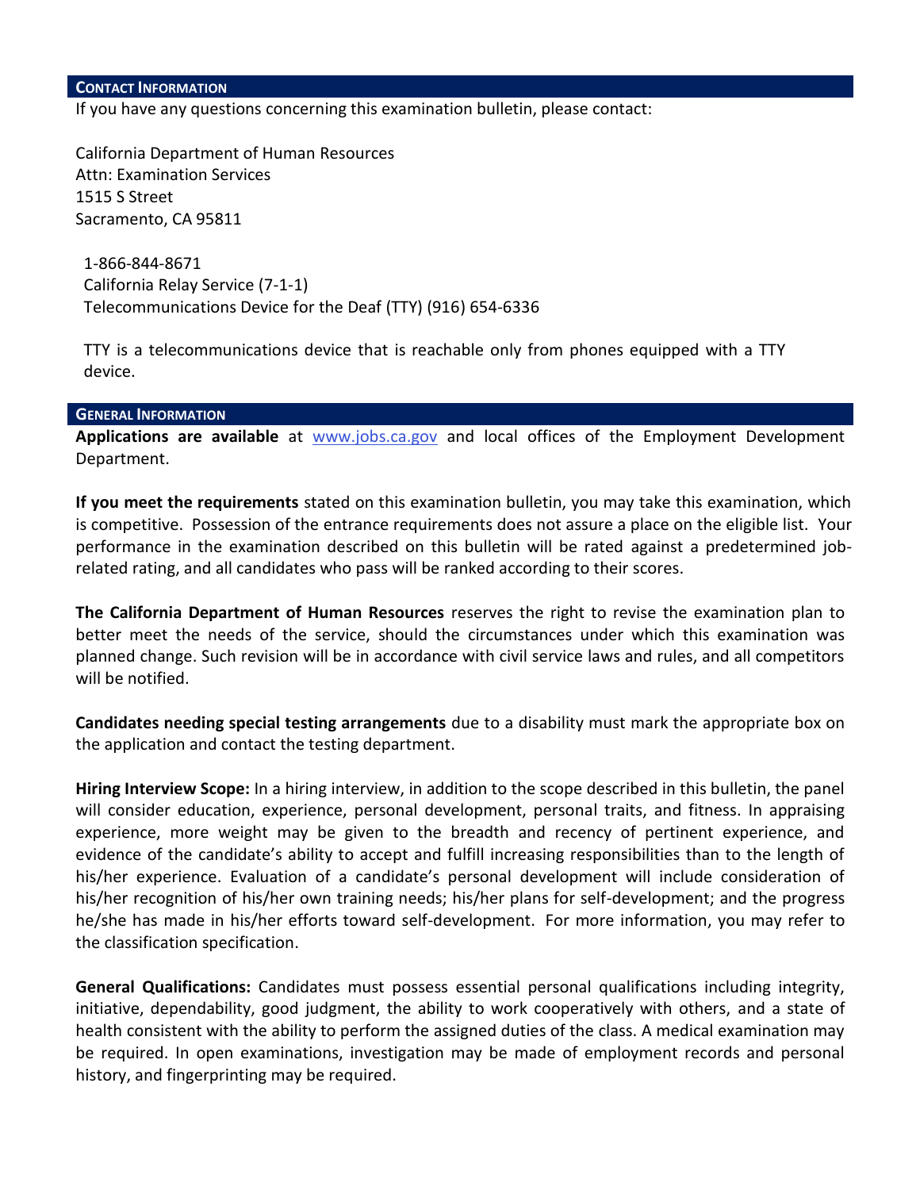## CONTACT INFORMATION

If you have any questions concerning this examination bulletin, please contact:

California Department of Human Resources
Attn: Examination Services
1515 S Street
Sacramento, CA 95811

1-866-844-8671
California Relay Service (7-1-1)
Telecommunications Device for the Deaf (TTY) (916) 654-6336

TTY is a telecommunications device that is reachable only from phones equipped with a TTY device.

## GENERAL INFORMATION

**Applications are available** at [www.jobs.ca.gov](http://www.jobs.ca.gov) and local offices of the Employment Development Department.

**If you meet the requirements** stated on this examination bulletin, you may take this examination, which is competitive. Possession of the entrance requirements does not assure a place on the eligible list. Your performance in the examination described on this bulletin will be rated against a predetermined job-related rating, and all candidates who pass will be ranked according to their scores.

**The California Department of Human Resources** reserves the right to revise the examination plan to better meet the needs of the service, should the circumstances under which this examination was planned change. Such revision will be in accordance with civil service laws and rules, and all competitors will be notified.

**Candidates needing special testing arrangements** due to a disability must mark the appropriate box on the application and contact the testing department.

**Hiring Interview Scope:** In a hiring interview, in addition to the scope described in this bulletin, the panel will consider education, experience, personal development, personal traits, and fitness. In appraising experience, more weight may be given to the breadth and recency of pertinent experience, and evidence of the candidate's ability to accept and fulfill increasing responsibilities than to the length of his/her experience. Evaluation of a candidate's personal development will include consideration of his/her recognition of his/her own training needs; his/her plans for self-development; and the progress he/she has made in his/her efforts toward self-development. For more information, you may refer to the classification specification.

**General Qualifications:** Candidates must possess essential personal qualifications including integrity, initiative, dependability, good judgment, the ability to work cooperatively with others, and a state of health consistent with the ability to perform the assigned duties of the class. A medical examination may be required. In open examinations, investigation may be made of employment records and personal history, and fingerprinting may be required.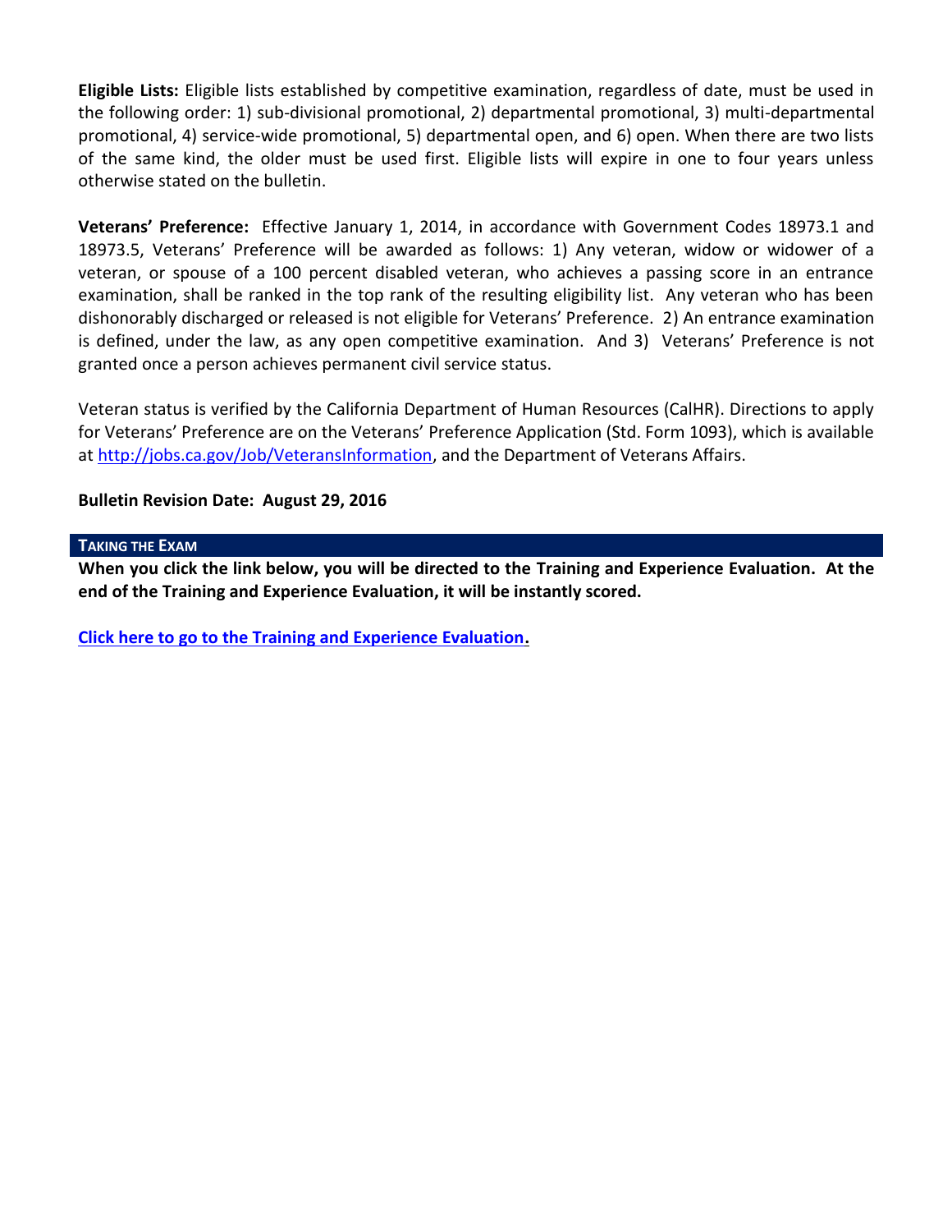**Eligible Lists:** Eligible lists established by competitive examination, regardless of date, must be used in the following order: 1) sub-divisional promotional, 2) departmental promotional, 3) multi-departmental promotional, 4) service-wide promotional, 5) departmental open, and 6) open. When there are two lists of the same kind, the older must be used first. Eligible lists will expire in one to four years unless otherwise stated on the bulletin.

**Veterans' Preference:** Effective January 1, 2014, in accordance with Government Codes 18973.1 and 18973.5, Veterans' Preference will be awarded as follows: 1) Any veteran, widow or widower of a veteran, or spouse of a 100 percent disabled veteran, who achieves a passing score in an entrance examination, shall be ranked in the top rank of the resulting eligibility list. Any veteran who has been dishonorably discharged or released is not eligible for Veterans' Preference. 2) An entrance examination is defined, under the law, as any open competitive examination. And 3) Veterans' Preference is not granted once a person achieves permanent civil service status.

Veteran status is verified by the California Department of Human Resources (CalHR). Directions to apply for Veterans' Preference are on the Veterans' Preference Application (Std. Form 1093), which is available at http://jobs.ca.gov/Job/VeteransInformation, and the Department of Veterans Affairs.

**Bulletin Revision Date: August 29, 2016**

## TAKING THE EXAM

**When you click the link below, you will be directed to the Training and Experience Evaluation. At the end of the Training and Experience Evaluation, it will be instantly scored.**

**Click here to go to the Training and Experience Evaluation.**